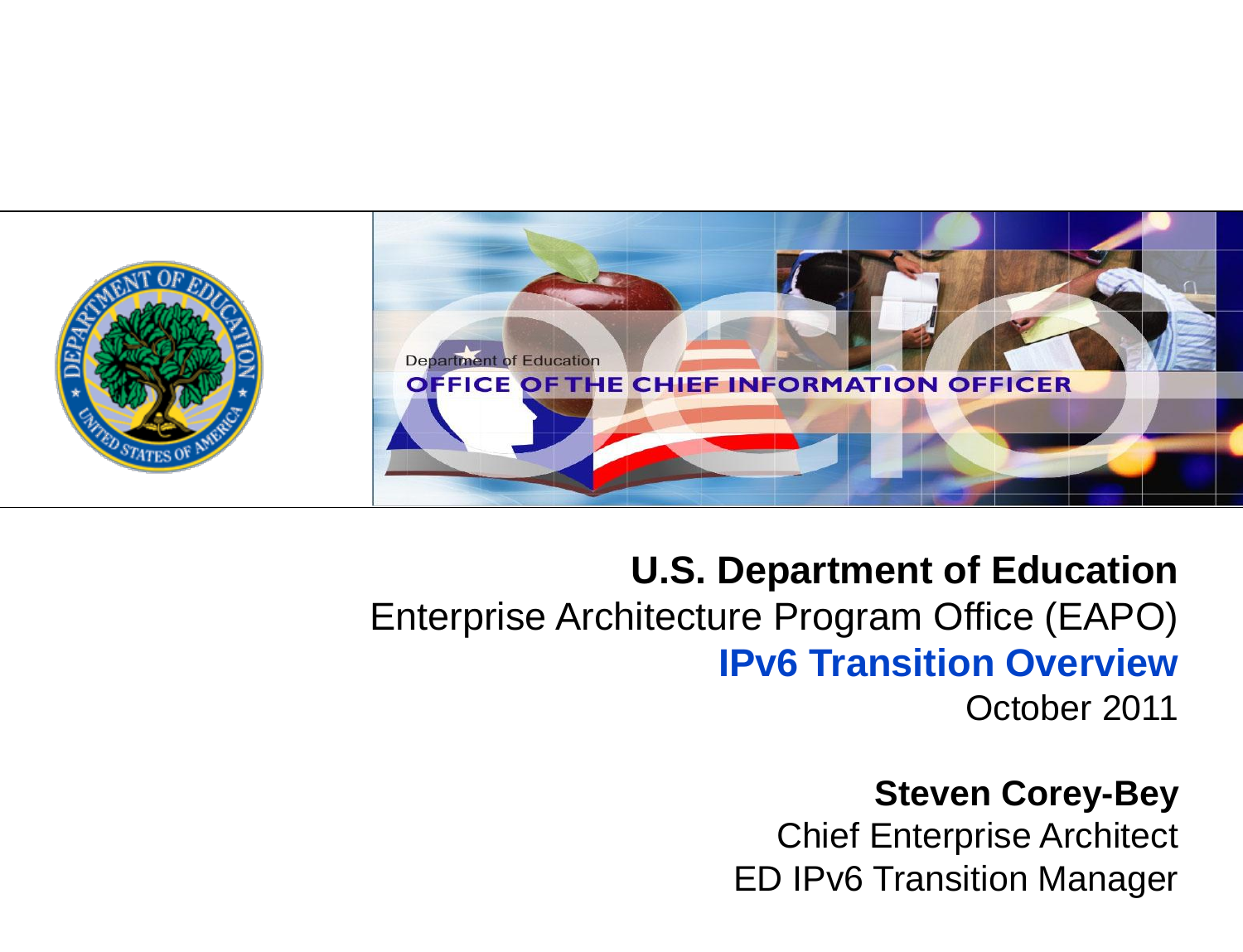Department of Education

OFFICE OF THE CHIEF INFORMATION OFFICER

**U.S. Department of Education**

Enterprise Architecture Program Office (EAPO)

# IPv6 Transition Overview

October 2011

**Steven Corey-Bey**

Chief Enterprise Architect

ED IPv6 Transition Manager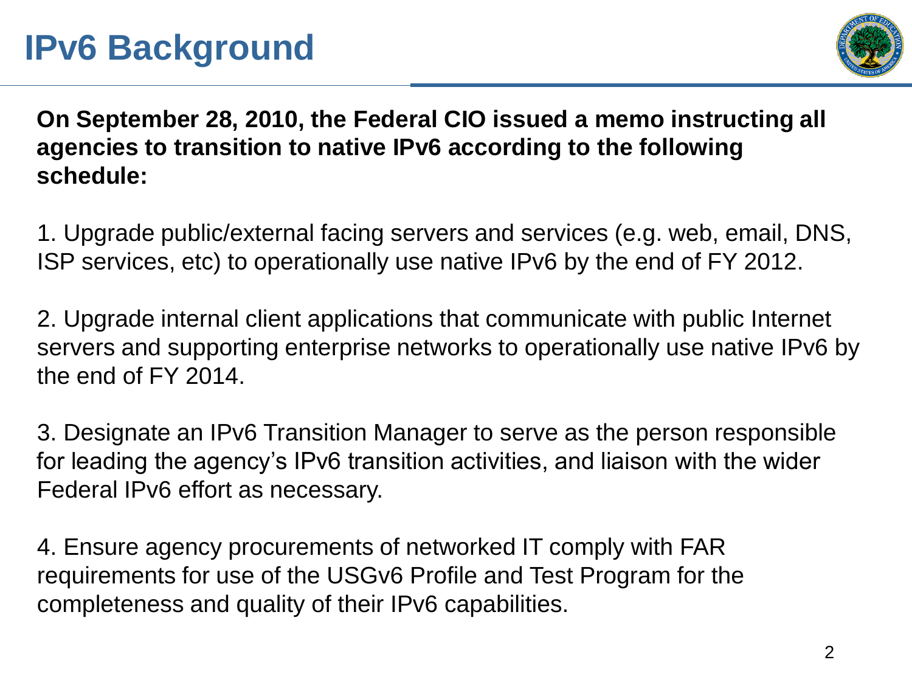# IPv6 Background

**On September 28, 2010, the Federal CIO issued a memo instructing all agencies to transition to native IPv6 according to the following schedule:**

1. Upgrade public/external facing servers and services (e.g. web, email, DNS, ISP services, etc) to operationally use native IPv6 by the end of FY 2012.

2. Upgrade internal client applications that communicate with public Internet servers and supporting enterprise networks to operationally use native IPv6 by the end of FY 2014.

3. Designate an IPv6 Transition Manager to serve as the person responsible for leading the agency's IPv6 transition activities, and liaison with the wider Federal IPv6 effort as necessary.

4. Ensure agency procurements of networked IT comply with FAR requirements for use of the USGv6 Profile and Test Program for the completeness and quality of their IPv6 capabilities.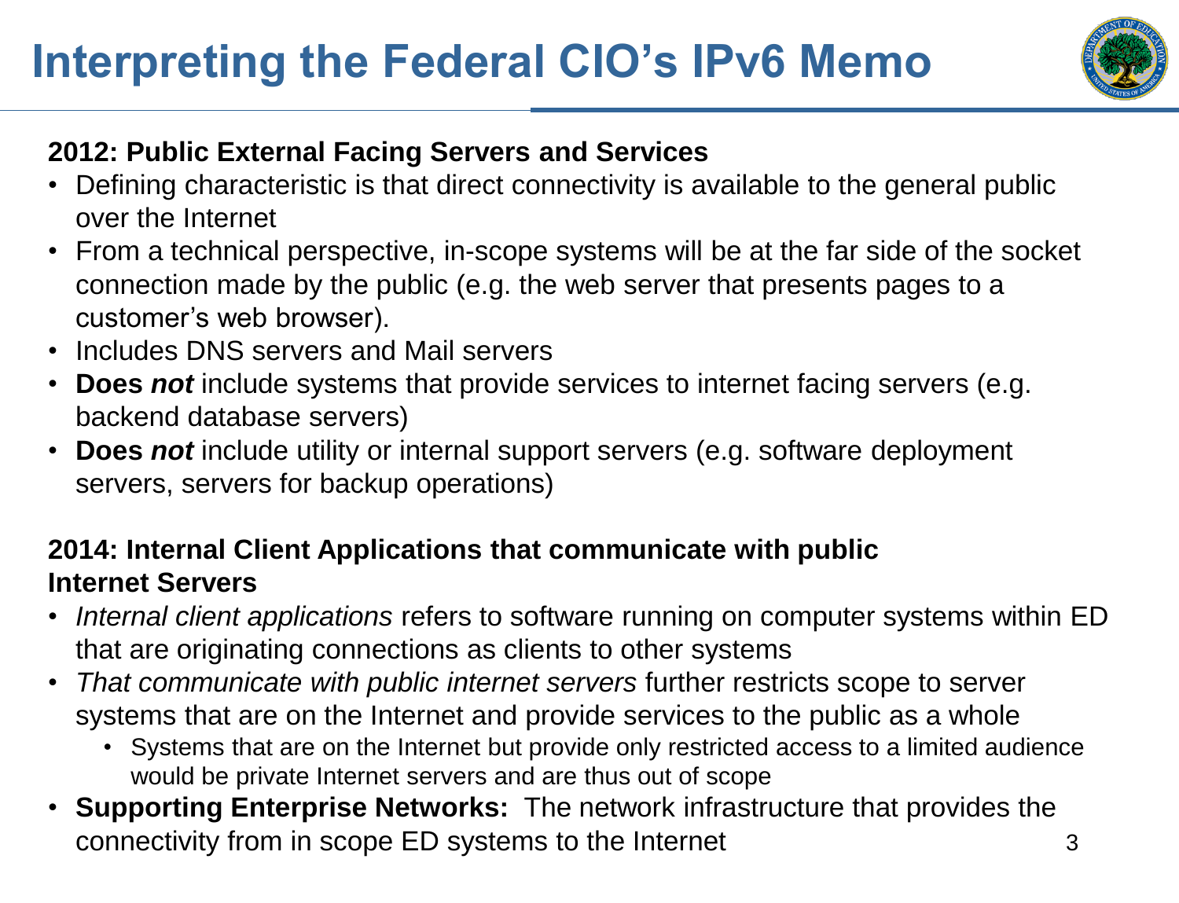# Interpreting the Federal CIO's IPv6 Memo

**2012: Public External Facing Servers and Services**

- Defining characteristic is that direct connectivity is available to the general public over the Internet
- From a technical perspective, in-scope systems will be at the far side of the socket connection made by the public (e.g. the web server that presents pages to a customer's web browser).
- Includes DNS servers and Mail servers
- **Does *not*** include systems that provide services to internet facing servers (e.g. backend database servers)
- **Does *not*** include utility or internal support servers (e.g. software deployment servers, servers for backup operations)

**2014: Internal Client Applications that communicate with public Internet Servers**

- *Internal client applications* refers to software running on computer systems within ED that are originating connections as clients to other systems
- *That communicate with public internet servers* further restricts scope to server systems that are on the Internet and provide services to the public as a whole
  - Systems that are on the Internet but provide only restricted access to a limited audience would be private Internet servers and are thus out of scope
- **Supporting Enterprise Networks:** The network infrastructure that provides the connectivity from in scope ED systems to the Internet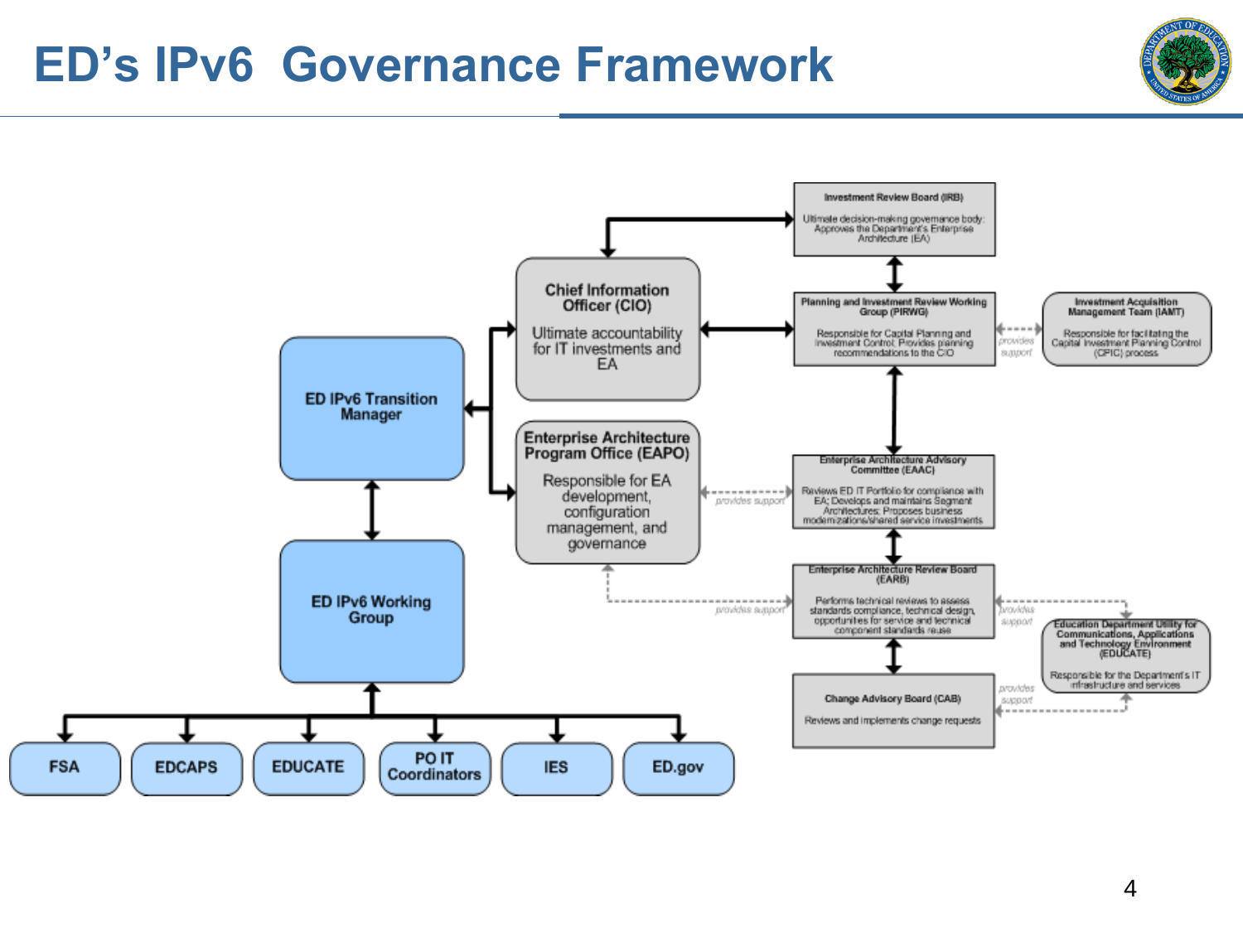# ED's IPv6 Governance Framework

**Investment Review Board (IRB)**
Ultimate decision-making governance body: Approves the Department's Enterprise Architecture (EA)

**Chief Information Officer (CIO)**
Ultimate accountability for IT investments and EA

**Planning and Investment Review Working Group (PIRWG)**
Responsible for Capital Planning and Investment Control; Provides planning recommendations to the CIO

**Investment Acquisition Management Team (IAMT)**
Responsible for facilitating the Capital Investment Planning Control (CPIC) process

*provides support*

**ED IPv6 Transition Manager**

**Enterprise Architecture Program Office (EAPO)**
Responsible for EA development, configuration management, and governance

**Enterprise Architecture Advisory Committee (EAAC)**
Reviews ED IT Portfolio for compliance with EA; Develops and maintains Segment Architectures; Proposes business modernizations/shared service investments

*provides support*

**Enterprise Architecture Review Board (EARB)**
Performs technical reviews to assess standards compliance, technical design, opportunities for service and technical component standards reuse

*provides support*

**Education Department Utility for Communications, Applications and Technology Environment (EDUCATE)**
Responsible for the Department's IT infrastructure and services

*provides support*

**Change Advisory Board (CAB)**
Reviews and implements change requests

*provides support*

**ED IPv6 Working Group**

- FSA
- EDCAPS
- EDUCATE
- PO IT Coordinators
- IES
- ED.gov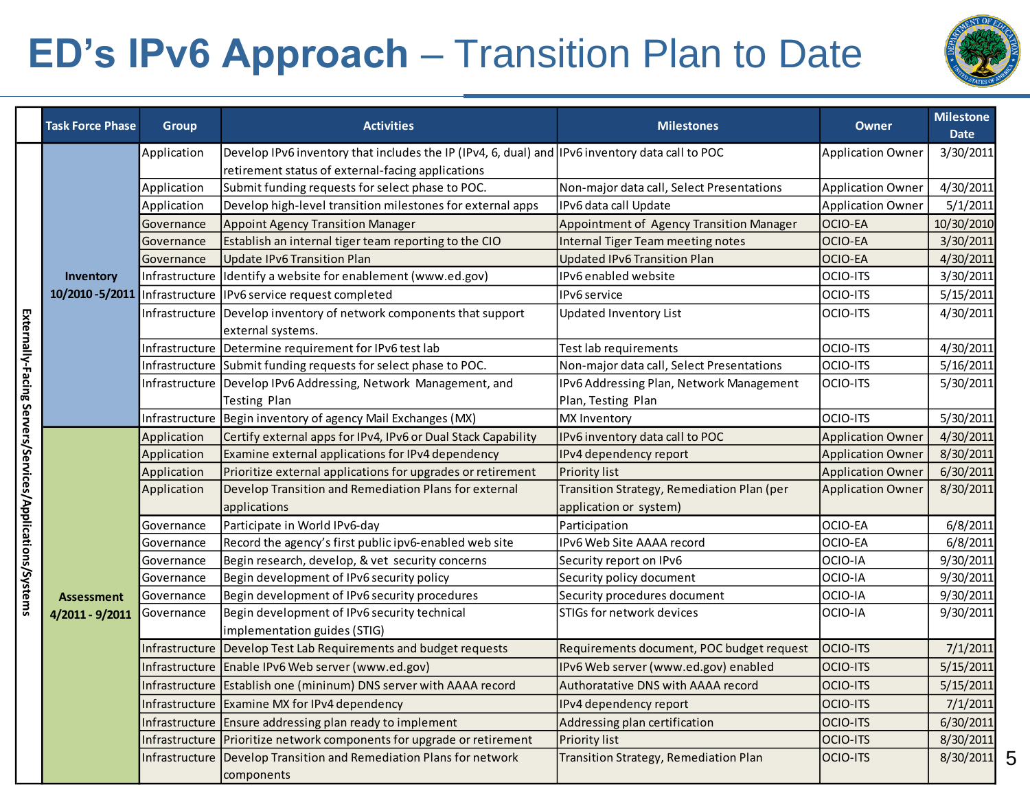# ED's IPv6 Approach – Transition Plan to Date

| | Task Force Phase | Group | Activities | Milestones | Owner | Milestone Date |
|---|---|---|---|---|---|---|
| Externally-Facing Servers/Services/Applications/Systems | Inventory 10/2010 -5/2011 | Application | Develop IPv6 inventory that includes the IP (IPv4, 6, dual) and retirement status of external-facing applications | IPv6 inventory data call to POC | Application Owner | 3/30/2011 |
| | | Application | Submit funding requests for select phase to POC. | Non-major data call, Select Presentations | Application Owner | 4/30/2011 |
| | | Application | Develop high-level transition milestones for external apps | IPv6 data call Update | Application Owner | 5/1/2011 |
| | | Governance | Appoint Agency Transition Manager | Appointment of Agency Transition Manager | OCIO-EA | 10/30/2010 |
| | | Governance | Establish an internal tiger team reporting to the CIO | Internal Tiger Team meeting notes | OCIO-EA | 3/30/2011 |
| | | Governance | Update IPv6 Transition Plan | Updated IPv6 Transition Plan | OCIO-EA | 4/30/2011 |
| | | Infrastructure | Identify a website for enablement (www.ed.gov) | IPv6 enabled website | OCIO-ITS | 3/30/2011 |
| | | Infrastructure | IPv6 service request completed | IPv6 service | OCIO-ITS | 5/15/2011 |
| | | Infrastructure | Develop inventory of network components that support external systems. | Updated Inventory List | OCIO-ITS | 4/30/2011 |
| | | Infrastructure | Determine requirement for IPv6 test lab | Test lab requirements | OCIO-ITS | 4/30/2011 |
| | | Infrastructure | Submit funding requests for select phase to POC. | Non-major data call, Select Presentations | OCIO-ITS | 5/16/2011 |
| | | Infrastructure | Develop IPv6 Addressing, Network Management, and Testing Plan | IPv6 Addressing Plan, Network Management Plan, Testing Plan | OCIO-ITS | 5/30/2011 |
| | | Infrastructure | Begin inventory of agency Mail Exchanges (MX) | MX Inventory | OCIO-ITS | 5/30/2011 |
| | Assessment 4/2011 - 9/2011 | Application | Certify external apps for IPv4, IPv6 or Dual Stack Capability | IPv6 inventory data call to POC | Application Owner | 4/30/2011 |
| | | Application | Examine external applications for IPv4 dependency | IPv4 dependency report | Application Owner | 8/30/2011 |
| | | Application | Prioritize external applications for upgrades or retirement | Priority list | Application Owner | 6/30/2011 |
| | | Application | Develop Transition and Remediation Plans for external applications | Transition Strategy, Remediation Plan (per application or system) | Application Owner | 8/30/2011 |
| | | Governance | Participate in World IPv6-day | Participation | OCIO-EA | 6/8/2011 |
| | | Governance | Record the agency's first public ipv6-enabled web site | IPv6 Web Site AAAA record | OCIO-EA | 6/8/2011 |
| | | Governance | Begin research, develop, & vet security concerns | Security report on IPv6 | OCIO-IA | 9/30/2011 |
| | | Governance | Begin development of IPv6 security policy | Security policy document | OCIO-IA | 9/30/2011 |
| | | Governance | Begin development of IPv6 security procedures | Security procedures document | OCIO-IA | 9/30/2011 |
| | | Governance | Begin development of IPv6 security technical implementation guides (STIG) | STIGs for network devices | OCIO-IA | 9/30/2011 |
| | | Infrastructure | Develop Test Lab Requirements and budget requests | Requirements document, POC budget request | OCIO-ITS | 7/1/2011 |
| | | Infrastructure | Enable IPv6 Web server (www.ed.gov) | IPv6 Web server (www.ed.gov) enabled | OCIO-ITS | 5/15/2011 |
| | | Infrastructure | Establish one (mininum) DNS server with AAAA record | Authoratative DNS with AAAA record | OCIO-ITS | 5/15/2011 |
| | | Infrastructure | Examine MX for IPv4 dependency | IPv4 dependency report | OCIO-ITS | 7/1/2011 |
| | | Infrastructure | Ensure addressing plan ready to implement | Addressing plan certification | OCIO-ITS | 6/30/2011 |
| | | Infrastructure | Prioritize network components for upgrade or retirement | Priority list | OCIO-ITS | 8/30/2011 |
| | | Infrastructure | Develop Transition and Remediation Plans for network components | Transition Strategy, Remediation Plan | OCIO-ITS | 8/30/2011 |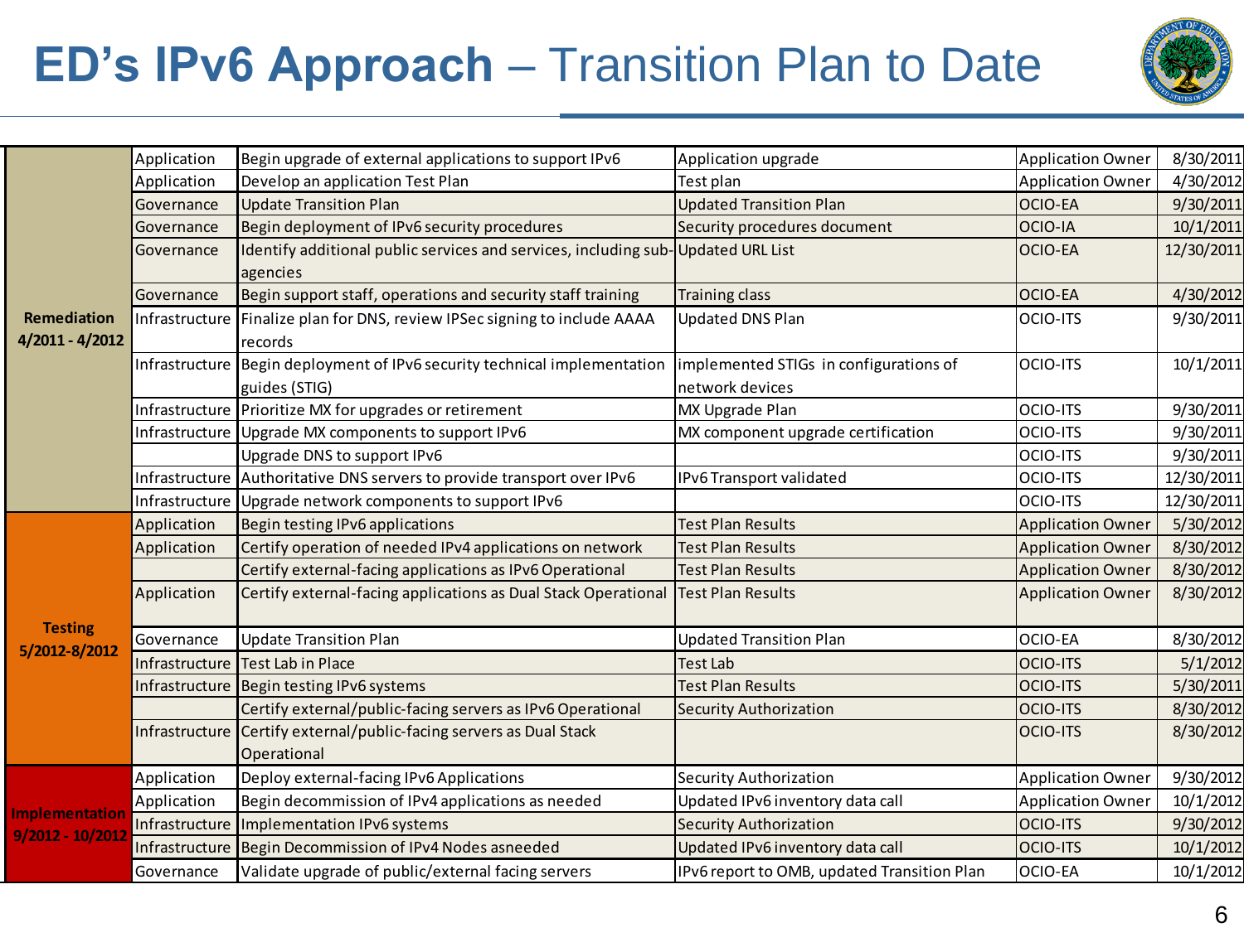# ED's IPv6 Approach – Transition Plan to Date

| Phase | Category | Task | Deliverable | Owner | Date |
|---|---|---|---|---|---|
| **Remediation 4/2011 - 4/2012** | Application | Begin upgrade of external applications to support IPv6 | Application upgrade | Application Owner | 8/30/2011 |
| | Application | Develop an application Test Plan | Test plan | Application Owner | 4/30/2012 |
| | Governance | Update Transition Plan | Updated Transition Plan | OCIO-EA | 9/30/2011 |
| | Governance | Begin deployment of IPv6 security procedures | Security procedures document | OCIO-IA | 10/1/2011 |
| | Governance | Identify additional public services and services, including sub-agencies | Updated URL List | OCIO-EA | 12/30/2011 |
| | Governance | Begin support staff, operations and security staff training | Training class | OCIO-EA | 4/30/2012 |
| | Infrastructure | Finalize plan for DNS, review IPSec signing to include AAAA records | Updated DNS Plan | OCIO-ITS | 9/30/2011 |
| | Infrastructure | Begin deployment of IPv6 security technical implementation guides (STIG) | implemented STIGs in configurations of network devices | OCIO-ITS | 10/1/2011 |
| | Infrastructure | Prioritize MX for upgrades or retirement | MX Upgrade Plan | OCIO-ITS | 9/30/2011 |
| | Infrastructure | Upgrade MX components to support IPv6 | MX component upgrade certification | OCIO-ITS | 9/30/2011 |
| | | Upgrade DNS to support IPv6 | | OCIO-ITS | 9/30/2011 |
| | Infrastructure | Authoritative DNS servers to provide transport over IPv6 | IPv6 Transport validated | OCIO-ITS | 12/30/2011 |
| | Infrastructure | Upgrade network components to support IPv6 | | OCIO-ITS | 12/30/2011 |
| **Testing 5/2012-8/2012** | Application | Begin testing IPv6 applications | Test Plan Results | Application Owner | 5/30/2012 |
| | Application | Certify operation of needed IPv4 applications on network | Test Plan Results | Application Owner | 8/30/2012 |
| | | Certify external-facing applications as IPv6 Operational | Test Plan Results | Application Owner | 8/30/2012 |
| | Application | Certify external-facing applications as Dual Stack Operational | Test Plan Results | Application Owner | 8/30/2012 |
| | Governance | Update Transition Plan | Updated Transition Plan | OCIO-EA | 8/30/2012 |
| | Infrastructure | Test Lab in Place | Test Lab | OCIO-ITS | 5/1/2012 |
| | Infrastructure | Begin testing IPv6 systems | Test Plan Results | OCIO-ITS | 5/30/2011 |
| | | Certify external/public-facing servers as IPv6 Operational | Security Authorization | OCIO-ITS | 8/30/2012 |
| | Infrastructure | Certify external/public-facing servers as Dual Stack Operational | | OCIO-ITS | 8/30/2012 |
| **Implementation 9/2012 - 10/2012** | Application | Deploy external-facing IPv6 Applications | Security Authorization | Application Owner | 9/30/2012 |
| | Application | Begin decommission of IPv4 applications as needed | Updated IPv6 inventory data call | Application Owner | 10/1/2012 |
| | Infrastructure | Implementation IPv6 systems | Security Authorization | OCIO-ITS | 9/30/2012 |
| | Infrastructure | Begin Decommission of IPv4 Nodes asneeded | Updated IPv6 inventory data call | OCIO-ITS | 10/1/2012 |
| | Governance | Validate upgrade of public/external facing servers | IPv6 report to OMB, updated Transition Plan | OCIO-EA | 10/1/2012 |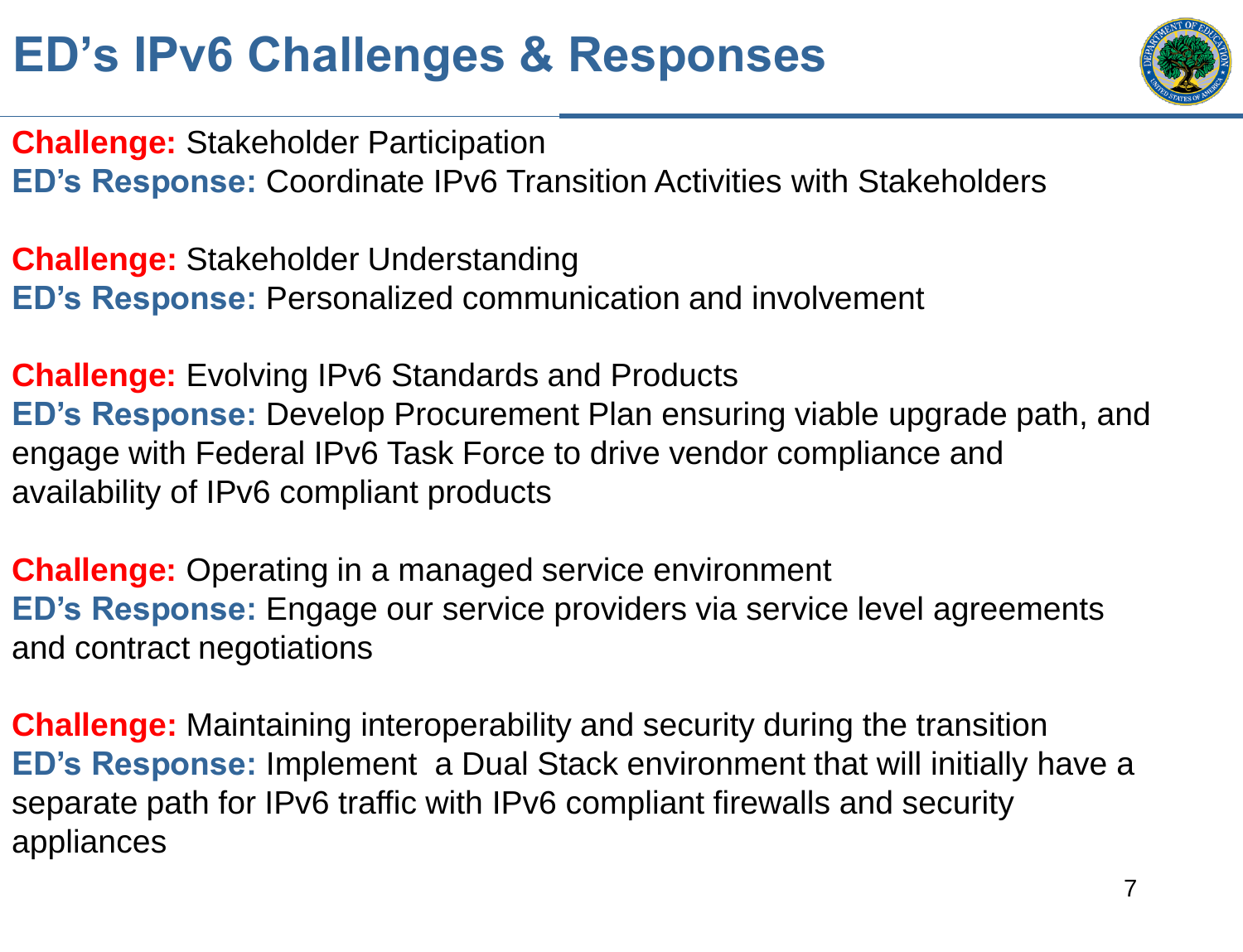# ED's IPv6 Challenges & Responses

**Challenge:** Stakeholder Participation
**ED's Response:** Coordinate IPv6 Transition Activities with Stakeholders

**Challenge:** Stakeholder Understanding
**ED's Response:** Personalized communication and involvement

**Challenge:** Evolving IPv6 Standards and Products
**ED's Response:** Develop Procurement Plan ensuring viable upgrade path, and engage with Federal IPv6 Task Force to drive vendor compliance and availability of IPv6 compliant products

**Challenge:** Operating in a managed service environment
**ED's Response:** Engage our service providers via service level agreements and contract negotiations

**Challenge:** Maintaining interoperability and security during the transition
**ED's Response:** Implement a Dual Stack environment that will initially have a separate path for IPv6 traffic with IPv6 compliant firewalls and security appliances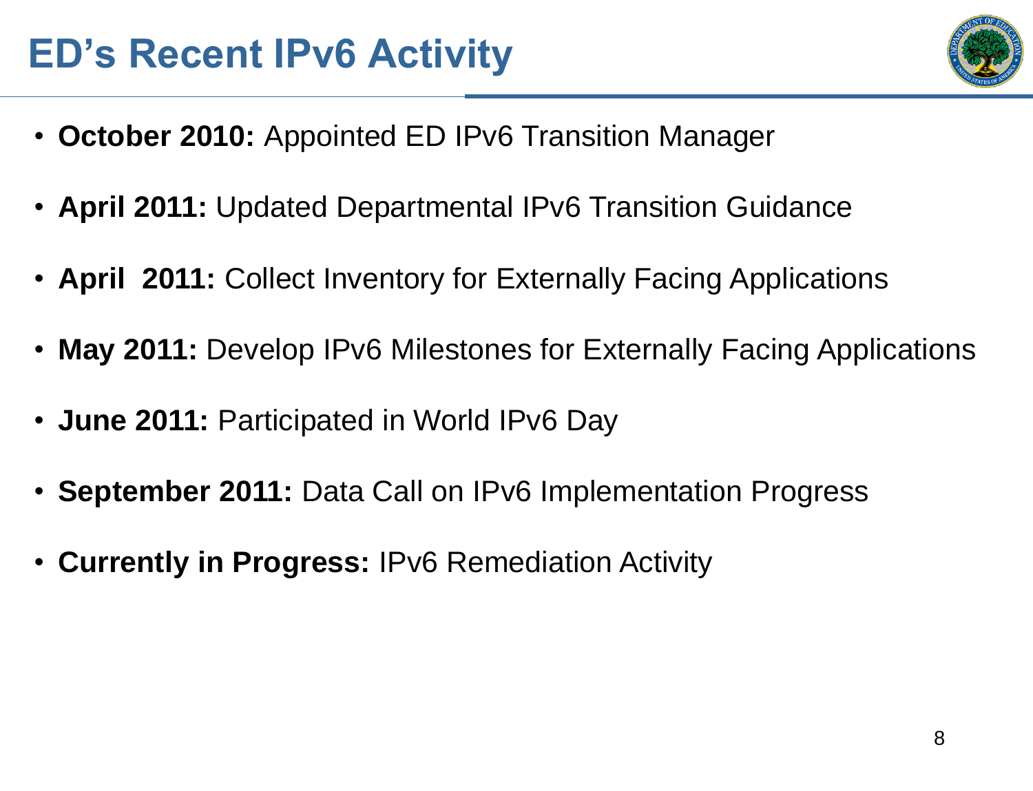# ED's Recent IPv6 Activity

- **October 2010:** Appointed ED IPv6 Transition Manager
- **April 2011:** Updated Departmental IPv6 Transition Guidance
- **April 2011:** Collect Inventory for Externally Facing Applications
- **May 2011:** Develop IPv6 Milestones for Externally Facing Applications
- **June 2011:** Participated in World IPv6 Day
- **September 2011:** Data Call on IPv6 Implementation Progress
- **Currently in Progress:** IPv6 Remediation Activity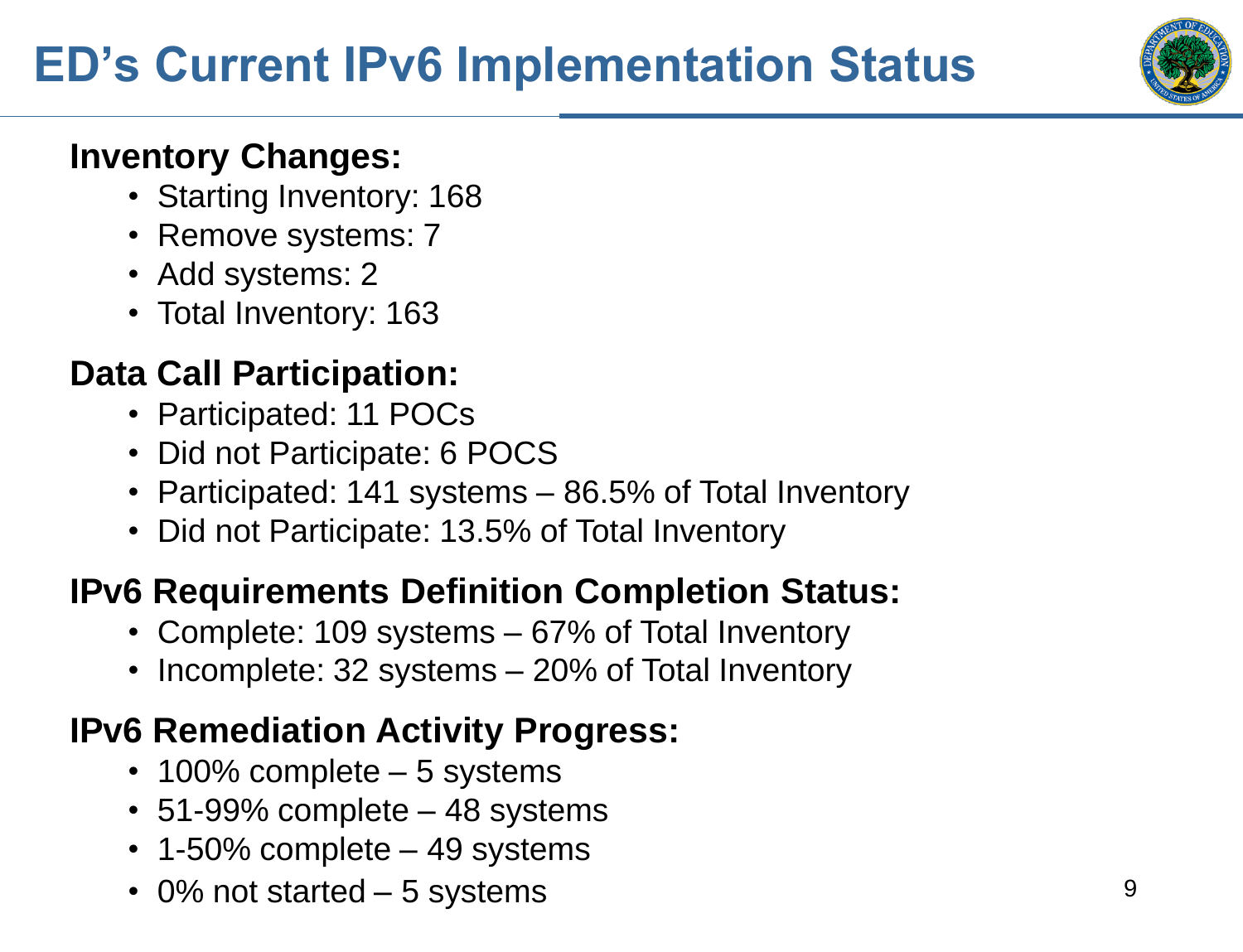# ED's Current IPv6 Implementation Status

**Inventory Changes:**

- Starting Inventory: 168
- Remove systems: 7
- Add systems: 2
- Total Inventory: 163

**Data Call Participation:**

- Participated: 11 POCs
- Did not Participate: 6 POCS
- Participated: 141 systems – 86.5% of Total Inventory
- Did not Participate: 13.5% of Total Inventory

**IPv6 Requirements Definition Completion Status:**

- Complete: 109 systems – 67% of Total Inventory
- Incomplete: 32 systems – 20% of Total Inventory

**IPv6 Remediation Activity Progress:**

- 100% complete – 5 systems
- 51-99% complete – 48 systems
- 1-50% complete – 49 systems
- 0% not started – 5 systems